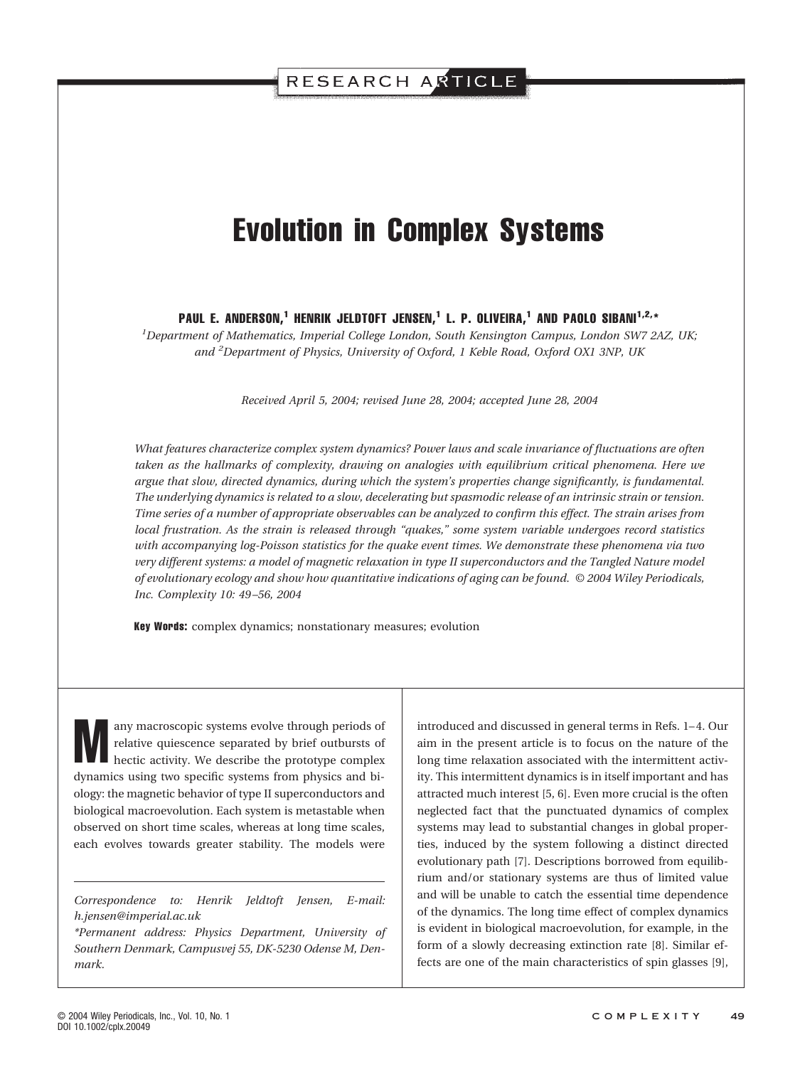RESEARCH ARTICLE

# Evolution in Complex Systems

**PAUL E. ANDERSON,[1] HENRIK JELDTOFT JENSEN,[1] L. P. OLIVEIRA,[1] AND PAOLO SIBANI[1,2,*]**

[1] *Department of Mathematics, Imperial College London, South Kensington Campus, London SW7 2AZ, UK; and* [2] *Department of Physics, University of Oxford, 1 Keble Road, Oxford OX1 3NP, UK*

*Received April 5, 2004; revised June 28, 2004; accepted June 28, 2004*

*What features characterize complex system dynamics? Power laws and scale invariance of fluctuations are often taken as the hallmarks of complexity, drawing on analogies with equilibrium critical phenomena. Here we argue that slow, directed dynamics, during which the system's properties change significantly, is fundamental. The underlying dynamics is related to a slow, decelerating but spasmodic release of an intrinsic strain or tension. Time series of a number of appropriate observables can be analyzed to confirm this effect. The strain arises from local frustration. As the strain is released through "quakes," some system variable undergoes record statistics with accompanying log-Poisson statistics for the quake event times. We demonstrate these phenomena via two very different systems: a model of magnetic relaxation in type II superconductors and the Tangled Nature model of evolutionary ecology and show how quantitative indications of aging can be found. © 2004 Wiley Periodicals, Inc. Complexity 10: 49–56, 2004*

**Key Words:** complex dynamics; nonstationary measures; evolution

Many macroscopic systems evolve through periods of relative quiescence separated by brief outbursts of hectic activity. We describe the prototype complex dynamics using two specific systems from physics and biology: the magnetic behavior of type II superconductors and biological macroevolution. Each system is metastable when observed on short time scales, whereas at long time scales, each evolves towards greater stability. The models were introduced and discussed in general terms in Refs. 1–4. Our aim in the present article is to focus on the nature of the long time relaxation associated with the intermittent activity. This intermittent dynamics is in itself important and has attracted much interest [5, 6]. Even more crucial is the often neglected fact that the punctuated dynamics of complex systems may lead to substantial changes in global properties, induced by the system following a distinct directed evolutionary path [7]. Descriptions borrowed from equilibrium and/or stationary systems are thus of limited value and will be unable to catch the essential time dependence of the dynamics. The long time effect of complex dynamics is evident in biological macroevolution, for example, in the form of a slowly decreasing extinction rate [8]. Similar effects are one of the main characteristics of spin glasses [9],

---

*Correspondence to: Henrik Jeldtoft Jensen, E-mail: h.jensen@imperial.ac.uk*

*\*Permanent address: Physics Department, University of Southern Denmark, Campusvej 55, DK-5230 Odense M, Denmark.*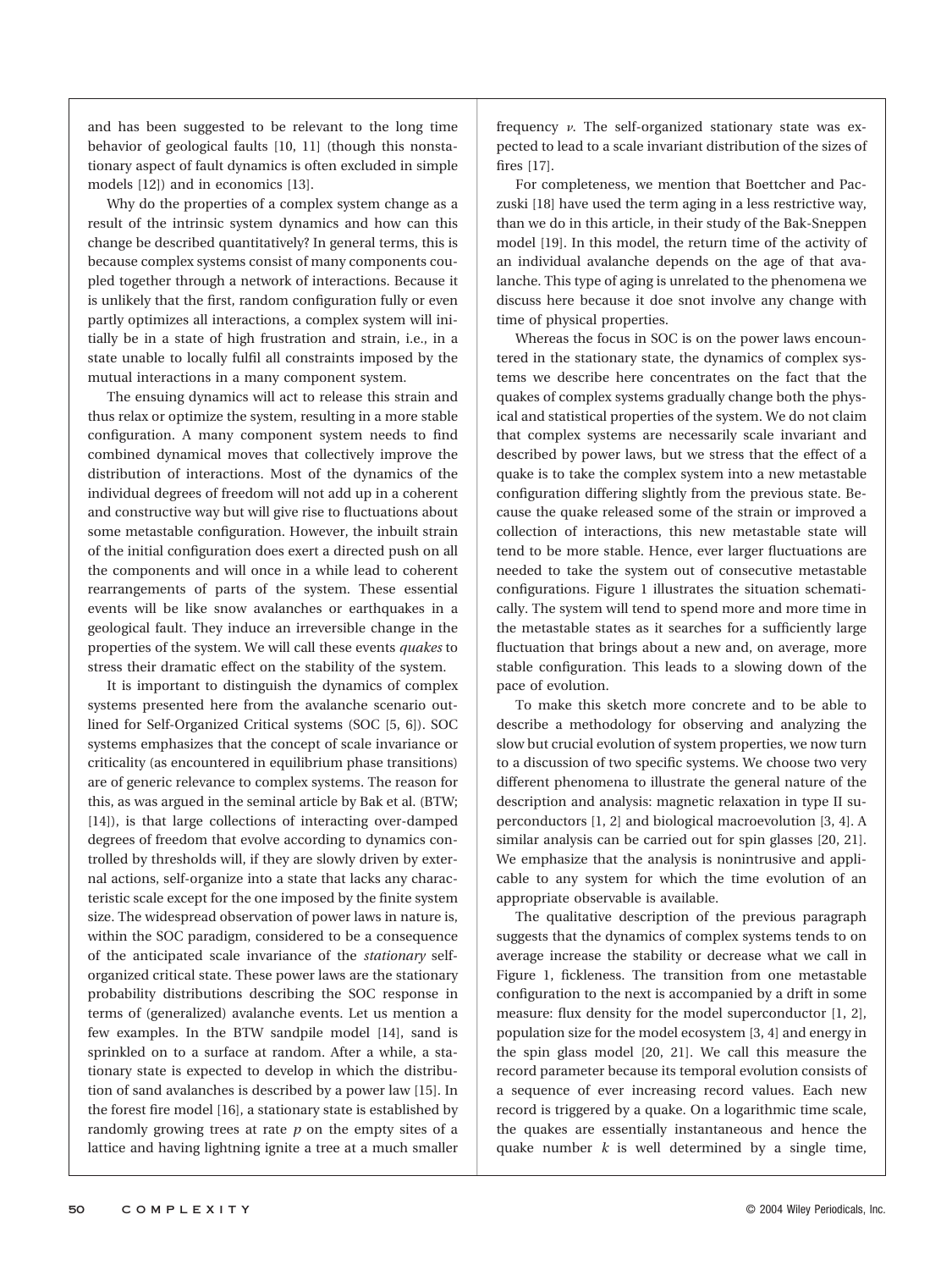and has been suggested to be relevant to the long time behavior of geological faults [10, 11] (though this nonstationary aspect of fault dynamics is often excluded in simple models [12]) and in economics [13].

Why do the properties of a complex system change as a result of the intrinsic system dynamics and how can this change be described quantitatively? In general terms, this is because complex systems consist of many components coupled together through a network of interactions. Because it is unlikely that the first, random configuration fully or even partly optimizes all interactions, a complex system will initially be in a state of high frustration and strain, i.e., in a state unable to locally fulfil all constraints imposed by the mutual interactions in a many component system.

The ensuing dynamics will act to release this strain and thus relax or optimize the system, resulting in a more stable configuration. A many component system needs to find combined dynamical moves that collectively improve the distribution of interactions. Most of the dynamics of the individual degrees of freedom will not add up in a coherent and constructive way but will give rise to fluctuations about some metastable configuration. However, the inbuilt strain of the initial configuration does exert a directed push on all the components and will once in a while lead to coherent rearrangements of parts of the system. These essential events will be like snow avalanches or earthquakes in a geological fault. They induce an irreversible change in the properties of the system. We will call these events *quakes* to stress their dramatic effect on the stability of the system.

It is important to distinguish the dynamics of complex systems presented here from the avalanche scenario outlined for Self-Organized Critical systems (SOC [5, 6]). SOC systems emphasizes that the concept of scale invariance or criticality (as encountered in equilibrium phase transitions) are of generic relevance to complex systems. The reason for this, as was argued in the seminal article by Bak et al. (BTW; [14]), is that large collections of interacting over-damped degrees of freedom that evolve according to dynamics controlled by thresholds will, if they are slowly driven by external actions, self-organize into a state that lacks any characteristic scale except for the one imposed by the finite system size. The widespread observation of power laws in nature is, within the SOC paradigm, considered to be a consequence of the anticipated scale invariance of the *stationary* self-organized critical state. These power laws are the stationary probability distributions describing the SOC response in terms of (generalized) avalanche events. Let us mention a few examples. In the BTW sandpile model [14], sand is sprinkled on to a surface at random. After a while, a stationary state is expected to develop in which the distribution of sand avalanches is described by a power law [15]. In the forest fire model [16], a stationary state is established by randomly growing trees at rate $p$ on the empty sites of a lattice and having lightning ignite a tree at a much smaller frequency $\nu$. The self-organized stationary state was expected to lead to a scale invariant distribution of the sizes of fires [17].

For completeness, we mention that Boettcher and Paczuski [18] have used the term aging in a less restrictive way, than we do in this article, in their study of the Bak-Sneppen model [19]. In this model, the return time of the activity of an individual avalanche depends on the age of that avalanche. This type of aging is unrelated to the phenomena we discuss here because it doe snot involve any change with time of physical properties.

Whereas the focus in SOC is on the power laws encountered in the stationary state, the dynamics of complex systems we describe here concentrates on the fact that the quakes of complex systems gradually change both the physical and statistical properties of the system. We do not claim that complex systems are necessarily scale invariant and described by power laws, but we stress that the effect of a quake is to take the complex system into a new metastable configuration differing slightly from the previous state. Because the quake released some of the strain or improved a collection of interactions, this new metastable state will tend to be more stable. Hence, ever larger fluctuations are needed to take the system out of consecutive metastable configurations. Figure 1 illustrates the situation schematically. The system will tend to spend more and more time in the metastable states as it searches for a sufficiently large fluctuation that brings about a new and, on average, more stable configuration. This leads to a slowing down of the pace of evolution.

To make this sketch more concrete and to be able to describe a methodology for observing and analyzing the slow but crucial evolution of system properties, we now turn to a discussion of two specific systems. We choose two very different phenomena to illustrate the general nature of the description and analysis: magnetic relaxation in type II superconductors [1, 2] and biological macroevolution [3, 4]. A similar analysis can be carried out for spin glasses [20, 21]. We emphasize that the analysis is nonintrusive and applicable to any system for which the time evolution of an appropriate observable is available.

The qualitative description of the previous paragraph suggests that the dynamics of complex systems tends to on average increase the stability or decrease what we call in Figure 1, fickleness. The transition from one metastable configuration to the next is accompanied by a drift in some measure: flux density for the model superconductor [1, 2], population size for the model ecosystem [3, 4] and energy in the spin glass model [20, 21]. We call this measure the record parameter because its temporal evolution consists of a sequence of ever increasing record values. Each new record is triggered by a quake. On a logarithmic time scale, the quakes are essentially instantaneous and hence the quake number $k$ is well determined by a single time,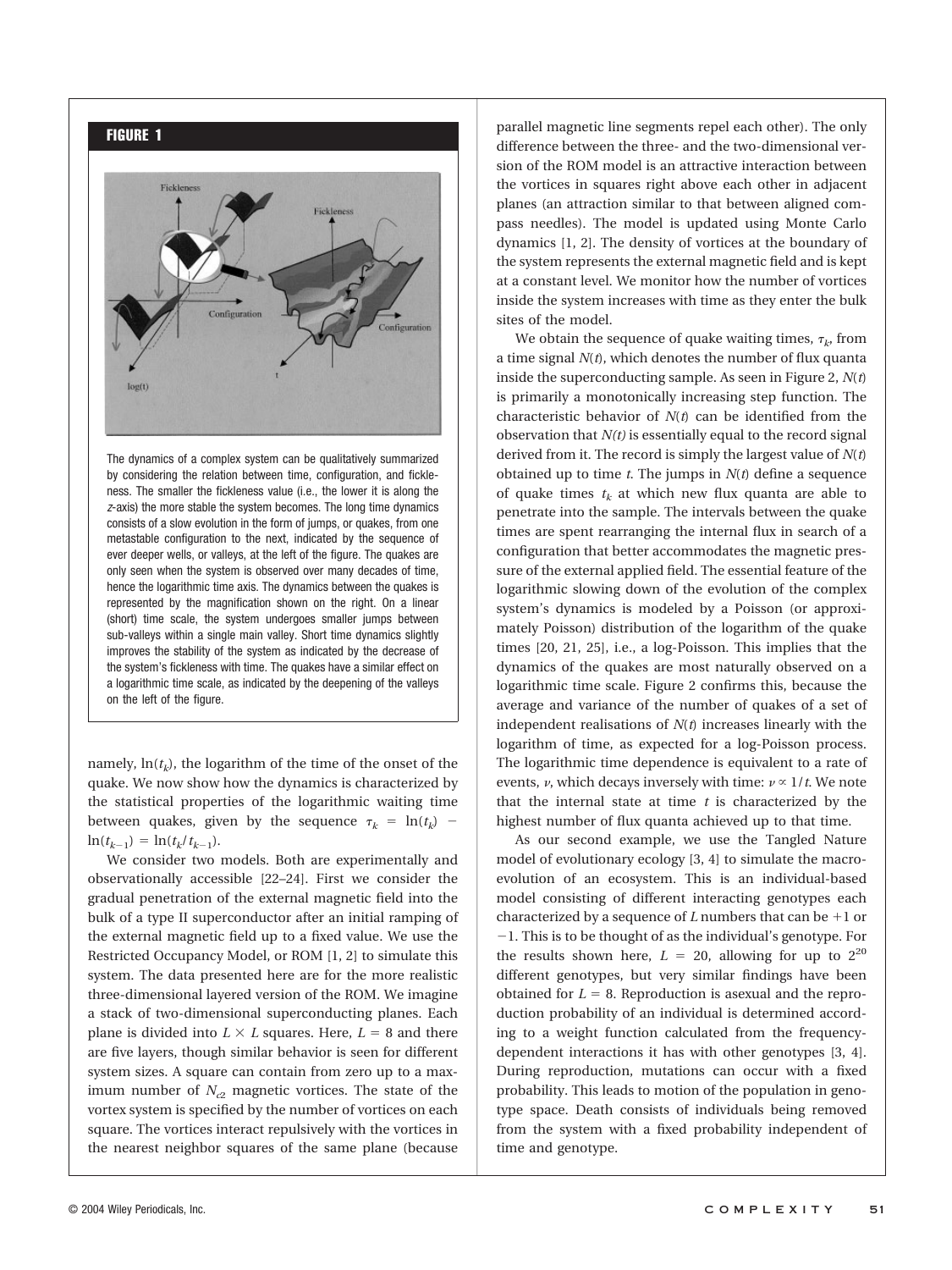## FIGURE 1

The dynamics of a complex system can be qualitatively summarized by considering the relation between time, configuration, and fickleness. The smaller the fickleness value (i.e., the lower it is along the z-axis) the more stable the system becomes. The long time dynamics consists of a slow evolution in the form of jumps, or quakes, from one metastable configuration to the next, indicated by the sequence of ever deeper wells, or valleys, at the left of the figure. The quakes are only seen when the system is observed over many decades of time, hence the logarithmic time axis. The dynamics between the quakes is represented by the magnification shown on the right. On a linear (short) time scale, the system undergoes smaller jumps between sub-valleys within a single main valley. Short time dynamics slightly improves the stability of the system as indicated by the decrease of the system's fickleness with time. The quakes have a similar effect on a logarithmic time scale, as indicated by the deepening of the valleys on the left of the figure.

namely, $\ln(t_k)$, the logarithm of the time of the onset of the quake. We now show how the dynamics is characterized by the statistical properties of the logarithmic waiting time between quakes, given by the sequence $\tau_k = \ln(t_k) - \ln(t_{k-1}) = \ln(t_k/t_{k-1})$.

We consider two models. Both are experimentally and observationally accessible [22–24]. First we consider the gradual penetration of the external magnetic field into the bulk of a type II superconductor after an initial ramping of the external magnetic field up to a fixed value. We use the Restricted Occupancy Model, or ROM [1, 2] to simulate this system. The data presented here are for the more realistic three-dimensional layered version of the ROM. We imagine a stack of two-dimensional superconducting planes. Each plane is divided into $L \times L$ squares. Here, $L = 8$ and there are five layers, though similar behavior is seen for different system sizes. A square can contain from zero up to a maximum number of $N_{c2}$ magnetic vortices. The state of the vortex system is specified by the number of vortices on each square. The vortices interact repulsively with the vortices in the nearest neighbor squares of the same plane (because parallel magnetic line segments repel each other). The only difference between the three- and the two-dimensional version of the ROM model is an attractive interaction between the vortices in squares right above each other in adjacent planes (an attraction similar to that between aligned compass needles). The model is updated using Monte Carlo dynamics [1, 2]. The density of vortices at the boundary of the system represents the external magnetic field and is kept at a constant level. We monitor how the number of vortices inside the system increases with time as they enter the bulk sites of the model.

We obtain the sequence of quake waiting times, $\tau_k$, from a time signal $N(t)$, which denotes the number of flux quanta inside the superconducting sample. As seen in Figure 2, $N(t)$ is primarily a monotonically increasing step function. The characteristic behavior of $N(t)$ can be identified from the observation that $N(t)$ is essentially equal to the record signal derived from it. The record is simply the largest value of $N(t)$ obtained up to time $t$. The jumps in $N(t)$ define a sequence of quake times $t_k$ at which new flux quanta are able to penetrate into the sample. The intervals between the quake times are spent rearranging the internal flux in search of a configuration that better accommodates the magnetic pressure of the external applied field. The essential feature of the logarithmic slowing down of the evolution of the complex system's dynamics is modeled by a Poisson (or approximately Poisson) distribution of the logarithm of the quake times [20, 21, 25], i.e., a log-Poisson. This implies that the dynamics of the quakes are most naturally observed on a logarithmic time scale. Figure 2 confirms this, because the average and variance of the number of quakes of a set of independent realisations of $N(t)$ increases linearly with the logarithm of time, as expected for a log-Poisson process. The logarithmic time dependence is equivalent to a rate of events, $\nu$, which decays inversely with time: $\nu \propto 1/t$. We note that the internal state at time $t$ is characterized by the highest number of flux quanta achieved up to that time.

As our second example, we use the Tangled Nature model of evolutionary ecology [3, 4] to simulate the macroevolution of an ecosystem. This is an individual-based model consisting of different interacting genotypes each characterized by a sequence of $L$ numbers that can be $+1$ or $-1$. This is to be thought of as the individual's genotype. For the results shown here, $L = 20$, allowing for up to $2^{20}$ different genotypes, but very similar findings have been obtained for $L = 8$. Reproduction is asexual and the reproduction probability of an individual is determined according to a weight function calculated from the frequency-dependent interactions it has with other genotypes [3, 4]. During reproduction, mutations can occur with a fixed probability. This leads to motion of the population in genotype space. Death consists of individuals being removed from the system with a fixed probability independent of time and genotype.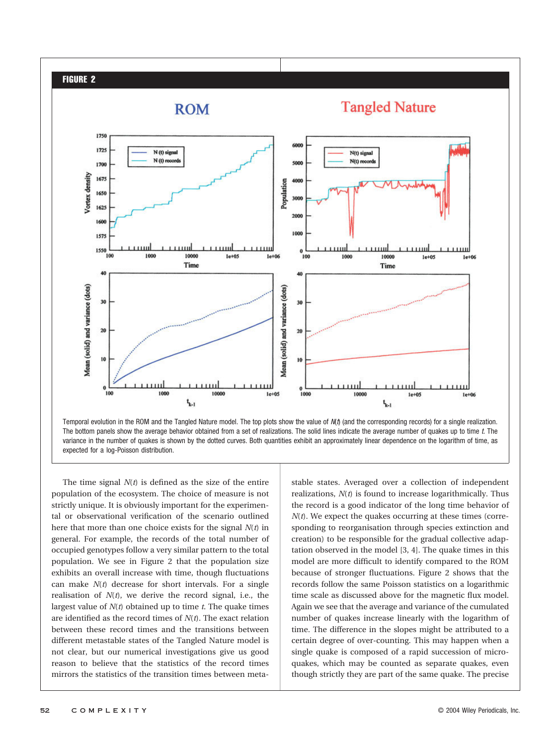**FIGURE 2**

Temporal evolution in the ROM and the Tangled Nature model. The top plots show the value of $N(t)$ (and the corresponding records) for a single realization. The bottom panels show the average behavior obtained from a set of realizations. The solid lines indicate the average number of quakes up to time $t$. The variance in the number of quakes is shown by the dotted curves. Both quantities exhibit an approximately linear dependence on the logarithm of time, as expected for a log-Poisson distribution.

The time signal $N(t)$ is defined as the size of the entire population of the ecosystem. The choice of measure is not strictly unique. It is obviously important for the experimental or observational verification of the scenario outlined here that more than one choice exists for the signal $N(t)$ in general. For example, the records of the total number of occupied genotypes follow a very similar pattern to the total population. We see in Figure 2 that the population size exhibits an overall increase with time, though fluctuations can make $N(t)$ decrease for short intervals. For a single realisation of $N(t)$, we derive the record signal, i.e., the largest value of $N(t)$ obtained up to time $t$. The quake times are identified as the record times of $N(t)$. The exact relation between these record times and the transitions between different metastable states of the Tangled Nature model is not clear, but our numerical investigations give us good reason to believe that the statistics of the record times mirrors the statistics of the transition times between metastable states. Averaged over a collection of independent realizations, $N(t)$ is found to increase logarithmically. Thus the record is a good indicator of the long time behavior of $N(t)$. We expect the quakes occurring at these times (corresponding to reorganisation through species extinction and creation) to be responsible for the gradual collective adaptation observed in the model [3, 4]. The quake times in this model are more difficult to identify compared to the ROM because of stronger fluctuations. Figure 2 shows that the records follow the same Poisson statistics on a logarithmic time scale as discussed above for the magnetic flux model. Again we see that the average and variance of the cumulated number of quakes increase linearly with the logarithm of time. The difference in the slopes might be attributed to a certain degree of over-counting. This may happen when a single quake is composed of a rapid succession of micro-quakes, which may be counted as separate quakes, even though strictly they are part of the same quake. The precise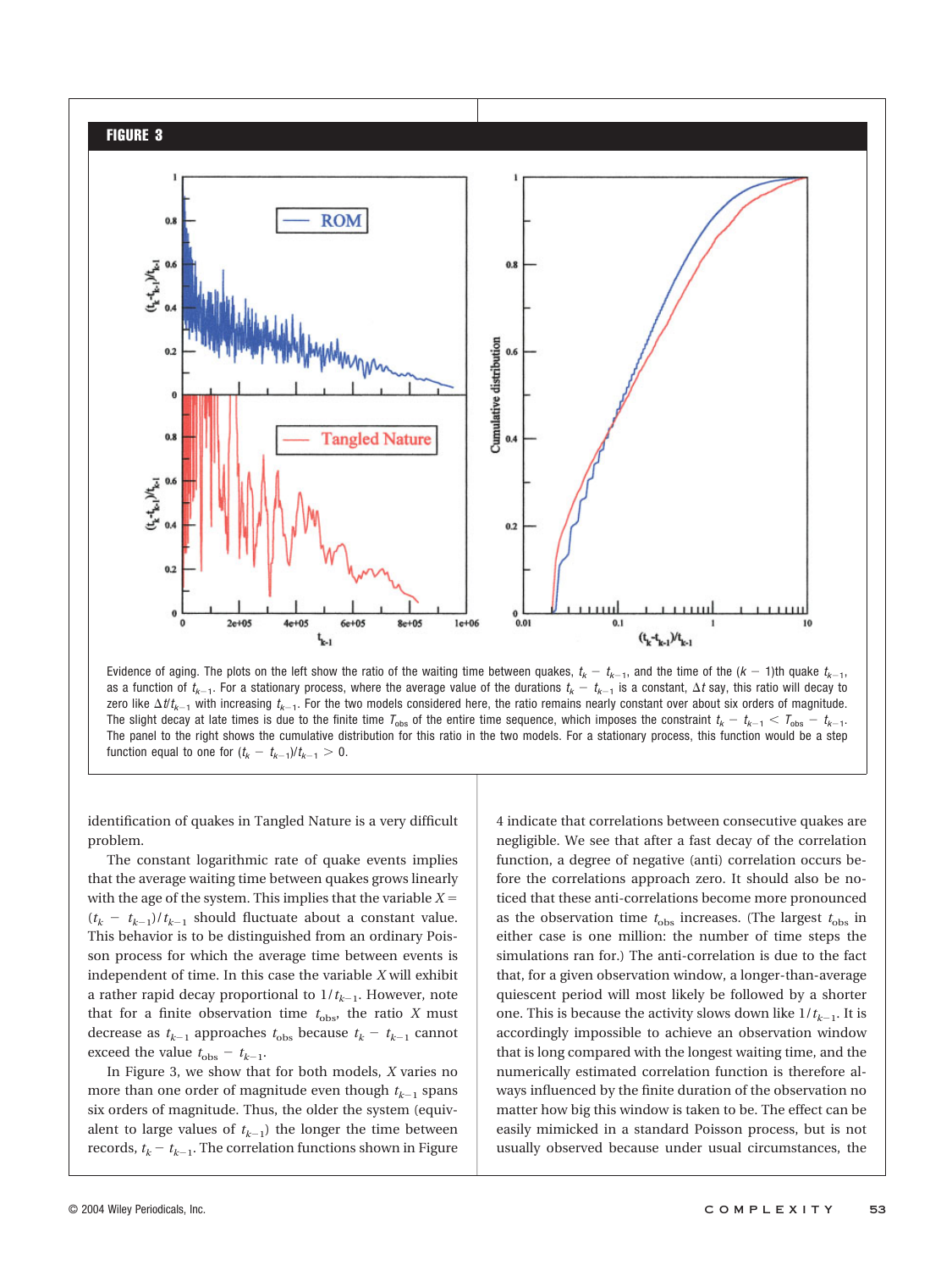**FIGURE 3**

Evidence of aging. The plots on the left show the ratio of the waiting time between quakes, $t_k - t_{k-1}$, and the time of the $(k-1)$th quake $t_{k-1}$, as a function of $t_{k-1}$. For a stationary process, where the average value of the durations $t_k - t_{k-1}$ is a constant, $\Delta t$ say, this ratio will decay to zero like $\Delta t/t_{k-1}$ with increasing $t_{k-1}$. For the two models considered here, the ratio remains nearly constant over about six orders of magnitude. The slight decay at late times is due to the finite time $T_{\text{obs}}$ of the entire time sequence, which imposes the constraint $t_k - t_{k-1} < T_{\text{obs}} - t_{k-1}$. The panel to the right shows the cumulative distribution for this ratio in the two models. For a stationary process, this function would be a step function equal to one for $(t_k - t_{k-1})/t_{k-1} > 0$.

identification of quakes in Tangled Nature is a very difficult problem.

The constant logarithmic rate of quake events implies that the average waiting time between quakes grows linearly with the age of the system. This implies that the variable $X = (t_k - t_{k-1})/t_{k-1}$ should fluctuate about a constant value. This behavior is to be distinguished from an ordinary Poisson process for which the average time between events is independent of time. In this case the variable $X$ will exhibit a rather rapid decay proportional to $1/t_{k-1}$. However, note that for a finite observation time $t_{\text{obs}}$, the ratio $X$ must decrease as $t_{k-1}$ approaches $t_{\text{obs}}$ because $t_k - t_{k-1}$ cannot exceed the value $t_{\text{obs}} - t_{k-1}$.

In Figure 3, we show that for both models, $X$ varies no more than one order of magnitude even though $t_{k-1}$ spans six orders of magnitude. Thus, the older the system (equivalent to large values of $t_{k-1}$) the longer the time between records, $t_k - t_{k-1}$. The correlation functions shown in Figure 4 indicate that correlations between consecutive quakes are negligible. We see that after a fast decay of the correlation function, a degree of negative (anti) correlation occurs before the correlations approach zero. It should also be noticed that these anti-correlations become more pronounced as the observation time $t_{\text{obs}}$ increases. (The largest $t_{\text{obs}}$ in either case is one million: the number of time steps the simulations ran for.) The anti-correlation is due to the fact that, for a given observation window, a longer-than-average quiescent period will most likely be followed by a shorter one. This is because the activity slows down like $1/t_{k-1}$. It is accordingly impossible to achieve an observation window that is long compared with the longest waiting time, and the numerically estimated correlation function is therefore always influenced by the finite duration of the observation no matter how big this window is taken to be. The effect can be easily mimicked in a standard Poisson process, but is not usually observed because under usual circumstances, the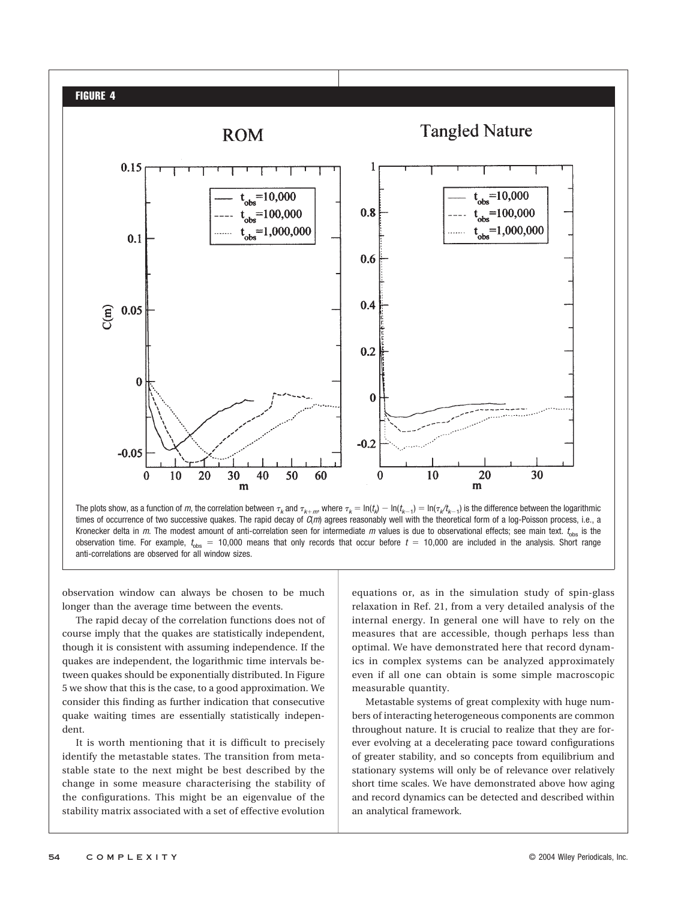**FIGURE 4**

The plots show, as a function of $m$, the correlation between $\tau_k$ and $\tau_{k+m}$, where $\tau_k = \ln(t_k) - \ln(t_{k-1}) = \ln(\tau_k/t_{k-1})$ is the difference between the logarithmic times of occurrence of two successive quakes. The rapid decay of $C(m)$ agrees reasonably well with the theoretical form of a log-Poisson process, i.e., a Kronecker delta in $m$. The modest amount of anti-correlation seen for intermediate $m$ values is due to observational effects; see main text. $t_{obs}$ is the observation time. For example, $t_{obs} = 10{,}000$ means that only records that occur before $t = 10{,}000$ are included in the analysis. Short range anti-correlations are observed for all window sizes.

observation window can always be chosen to be much longer than the average time between the events.

The rapid decay of the correlation functions does not of course imply that the quakes are statistically independent, though it is consistent with assuming independence. If the quakes are independent, the logarithmic time intervals between quakes should be exponentially distributed. In Figure 5 we show that this is the case, to a good approximation. We consider this finding as further indication that consecutive quake waiting times are essentially statistically independent.

It is worth mentioning that it is difficult to precisely identify the metastable states. The transition from metastable state to the next might be best described by the change in some measure characterising the stability of the configurations. This might be an eigenvalue of the stability matrix associated with a set of effective evolution equations or, as in the simulation study of spin-glass relaxation in Ref. 21, from a very detailed analysis of the internal energy. In general one will have to rely on the measures that are accessible, though perhaps less than optimal. We have demonstrated here that record dynamics in complex systems can be analyzed approximately even if all one can obtain is some simple macroscopic measurable quantity.

Metastable systems of great complexity with huge numbers of interacting heterogeneous components are common throughout nature. It is crucial to realize that they are forever evolving at a decelerating pace toward configurations of greater stability, and so concepts from equilibrium and stationary systems will only be of relevance over relatively short time scales. We have demonstrated above how aging and record dynamics can be detected and described within an analytical framework.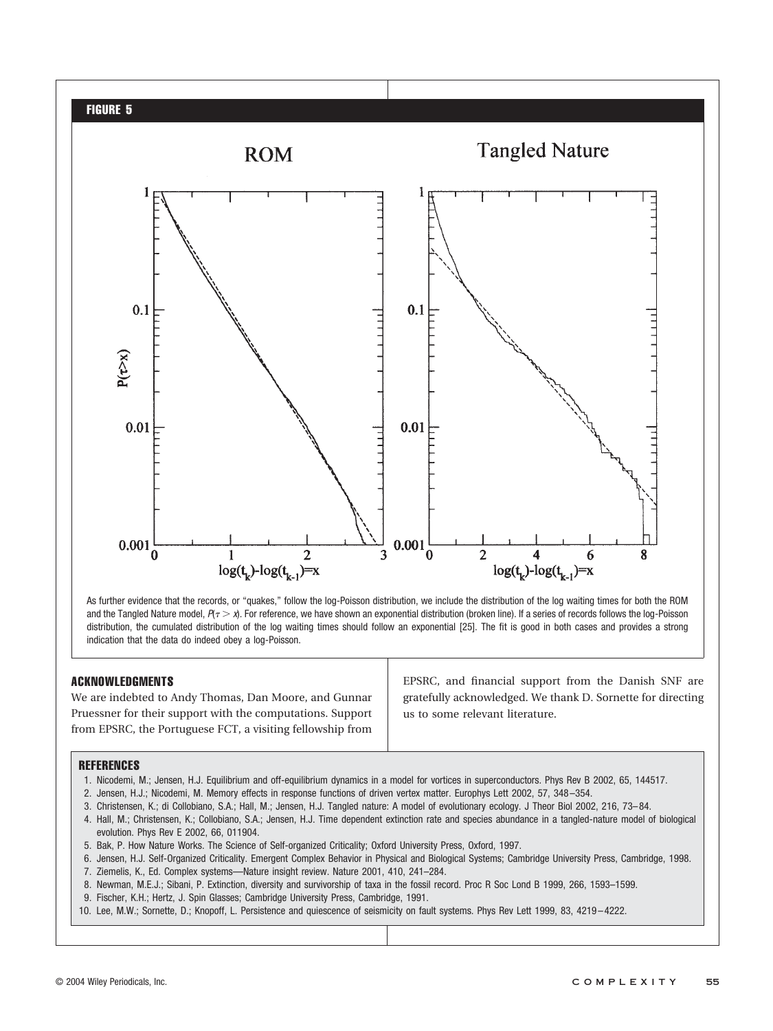**FIGURE 5**

As further evidence that the records, or "quakes," follow the log-Poisson distribution, we include the distribution of the log waiting times for both the ROM and the Tangled Nature model, $P(\tau > x)$. For reference, we have shown an exponential distribution (broken line). If a series of records follows the log-Poisson distribution, the cumulated distribution of the log waiting times should follow an exponential [25]. The fit is good in both cases and provides a strong indication that the data do indeed obey a log-Poisson.

### ACKNOWLEDGMENTS

We are indebted to Andy Thomas, Dan Moore, and Gunnar Pruessner for their support with the computations. Support from EPSRC, the Portuguese FCT, a visiting fellowship from EPSRC, and financial support from the Danish SNF are gratefully acknowledged. We thank D. Sornette for directing us to some relevant literature.

### REFERENCES

1. Nicodemi, M.; Jensen, H.J. Equilibrium and off-equilibrium dynamics in a model for vortices in superconductors. Phys Rev B 2002, 65, 144517.
2. Jensen, H.J.; Nicodemi, M. Memory effects in response functions of driven vertex matter. Europhys Lett 2002, 57, 348–354.
3. Christensen, K.; di Collobiano, S.A.; Hall, M.; Jensen, H.J. Tangled nature: A model of evolutionary ecology. J Theor Biol 2002, 216, 73–84.
4. Hall, M.; Christensen, K.; Collobiano, S.A.; Jensen, H.J. Time dependent extinction rate and species abundance in a tangled-nature model of biological evolution. Phys Rev E 2002, 66, 011904.
5. Bak, P. How Nature Works. The Science of Self-organized Criticality; Oxford University Press, Oxford, 1997.
6. Jensen, H.J. Self-Organized Criticality. Emergent Complex Behavior in Physical and Biological Systems; Cambridge University Press, Cambridge, 1998.
7. Ziemelis, K., Ed. Complex systems—Nature insight review. Nature 2001, 410, 241–284.
8. Newman, M.E.J.; Sibani, P. Extinction, diversity and survivorship of taxa in the fossil record. Proc R Soc Lond B 1999, 266, 1593–1599.
9. Fischer, K.H.; Hertz, J. Spin Glasses; Cambridge University Press, Cambridge, 1991.
10. Lee, M.W.; Sornette, D.; Knopoff, L. Persistence and quiescence of seismicity on fault systems. Phys Rev Lett 1999, 83, 4219–4222.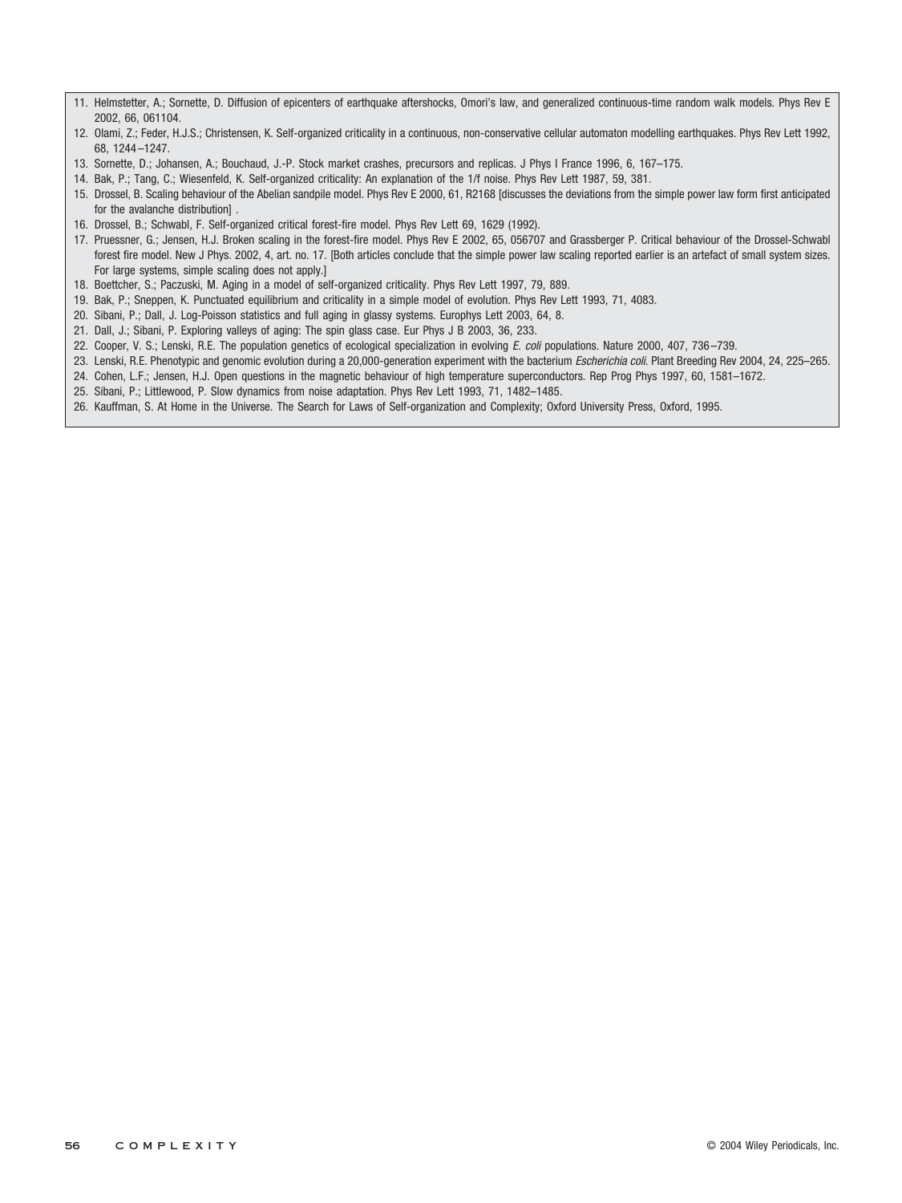11. Helmstetter, A.; Sornette, D. Diffusion of epicenters of earthquake aftershocks, Omori's law, and generalized continuous-time random walk models. Phys Rev E 2002, 66, 061104.
12. Olami, Z.; Feder, H.J.S.; Christensen, K. Self-organized criticality in a continuous, non-conservative cellular automaton modelling earthquakes. Phys Rev Lett 1992, 68, 1244–1247.
13. Sornette, D.; Johansen, A.; Bouchaud, J.-P. Stock market crashes, precursors and replicas. J Phys I France 1996, 6, 167–175.
14. Bak, P.; Tang, C.; Wiesenfeld, K. Self-organized criticality: An explanation of the 1/f noise. Phys Rev Lett 1987, 59, 381.
15. Drossel, B. Scaling behaviour of the Abelian sandpile model. Phys Rev E 2000, 61, R2168 [discusses the deviations from the simple power law form first anticipated for the avalanche distribution] .
16. Drossel, B.; Schwabl, F. Self-organized critical forest-fire model. Phys Rev Lett 69, 1629 (1992).
17. Pruessner, G.; Jensen, H.J. Broken scaling in the forest-fire model. Phys Rev E 2002, 65, 056707 and Grassberger P. Critical behaviour of the Drossel-Schwabl forest fire model. New J Phys. 2002, 4, art. no. 17. [Both articles conclude that the simple power law scaling reported earlier is an artefact of small system sizes. For large systems, simple scaling does not apply.]
18. Boettcher, S.; Paczuski, M. Aging in a model of self-organized criticality. Phys Rev Lett 1997, 79, 889.
19. Bak, P.; Sneppen, K. Punctuated equilibrium and criticality in a simple model of evolution. Phys Rev Lett 1993, 71, 4083.
20. Sibani, P.; Dall, J. Log-Poisson statistics and full aging in glassy systems. Europhys Lett 2003, 64, 8.
21. Dall, J.; Sibani, P. Exploring valleys of aging: The spin glass case. Eur Phys J B 2003, 36, 233.
22. Cooper, V. S.; Lenski, R.E. The population genetics of ecological specialization in evolving *E. coli* populations. Nature 2000, 407, 736–739.
23. Lenski, R.E. Phenotypic and genomic evolution during a 20,000-generation experiment with the bacterium *Escherichia coli*. Plant Breeding Rev 2004, 24, 225–265.
24. Cohen, L.F.; Jensen, H.J. Open questions in the magnetic behaviour of high temperature superconductors. Rep Prog Phys 1997, 60, 1581–1672.
25. Sibani, P.; Littlewood, P. Slow dynamics from noise adaptation. Phys Rev Lett 1993, 71, 1482–1485.
26. Kauffman, S. At Home in the Universe. The Search for Laws of Self-organization and Complexity; Oxford University Press, Oxford, 1995.